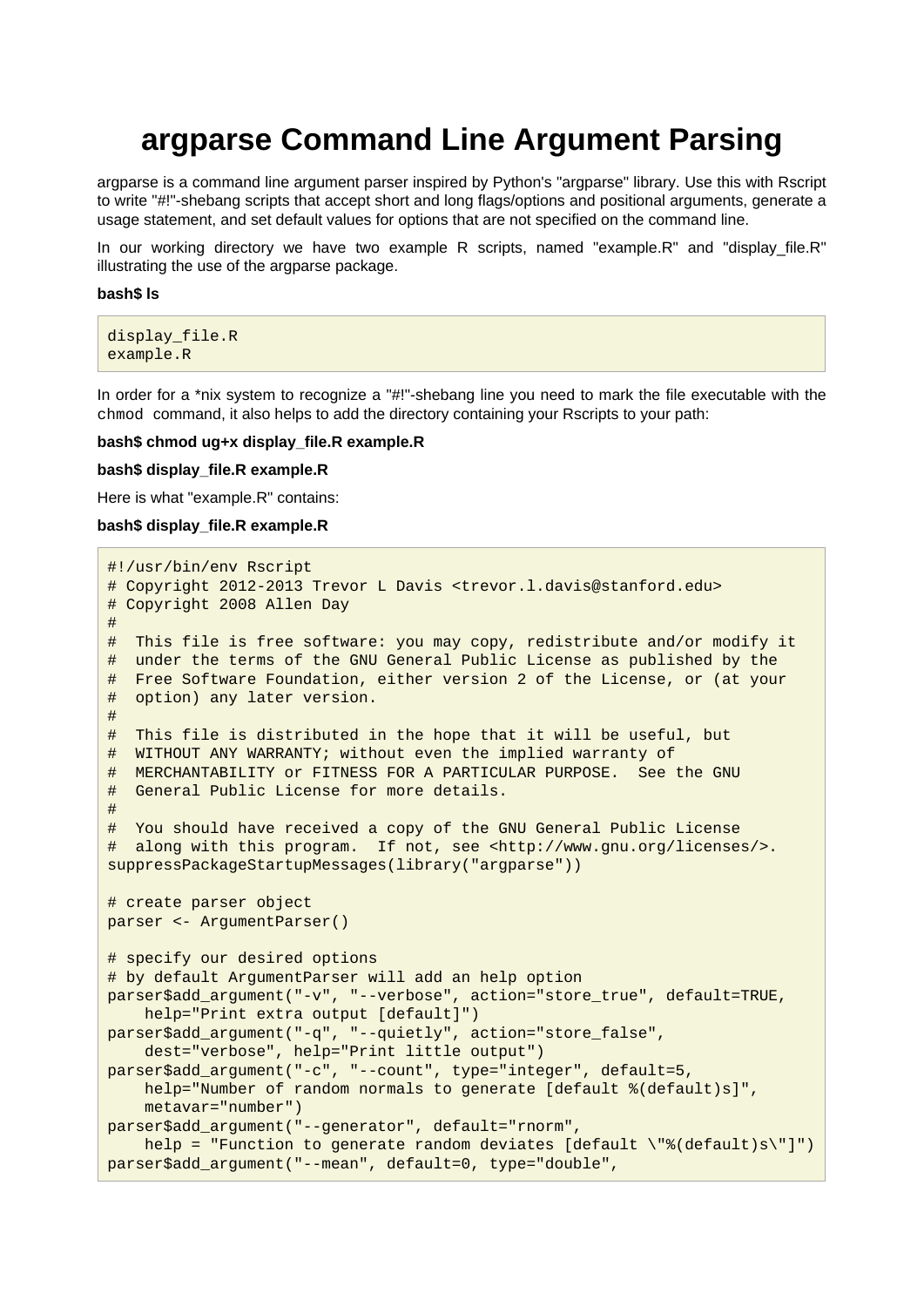# argparse Command Line Argument Parsing

argparse is a command line argument parser inspired by Python's "argparse" library. Use this with Rscript to write "#!"-shebang scripts that accept short and long flags/options and positional arguments, generate a usage statement, and set default values for options that are not specified on the command line.

In our working directory we have two example R scripts, named "example.R" and "display_file.R" illustrating the use of the argparse package.

**bash$ ls**

```
display_file.R
example.R
```

In order for a *nix system to recognize a "#!"-shebang line you need to mark the file executable with the `chmod` command, it also helps to add the directory containing your Rscripts to your path:

**bash$ chmod ug+x display_file.R example.R**

**bash$ display_file.R example.R**

Here is what "example.R" contains:

**bash$ display_file.R example.R**

```
#!/usr/bin/env Rscript
# Copyright 2012-2013 Trevor L Davis <trevor.l.davis@stanford.edu>
# Copyright 2008 Allen Day
#
#  This file is free software: you may copy, redistribute and/or modify it
#  under the terms of the GNU General Public License as published by the
#  Free Software Foundation, either version 2 of the License, or (at your
#  option) any later version.
#
#  This file is distributed in the hope that it will be useful, but
#  WITHOUT ANY WARRANTY; without even the implied warranty of
#  MERCHANTABILITY or FITNESS FOR A PARTICULAR PURPOSE.  See the GNU
#  General Public License for more details.
#
#  You should have received a copy of the GNU General Public License
#  along with this program.  If not, see <http://www.gnu.org/licenses/>.
suppressPackageStartupMessages(library("argparse"))

# create parser object
parser <- ArgumentParser()

# specify our desired options
# by default ArgumentParser will add an help option
parser$add_argument("-v", "--verbose", action="store_true", default=TRUE,
    help="Print extra output [default]")
parser$add_argument("-q", "--quietly", action="store_false",
    dest="verbose", help="Print little output")
parser$add_argument("-c", "--count", type="integer", default=5,
    help="Number of random normals to generate [default %(default)s]",
    metavar="number")
parser$add_argument("--generator", default="rnorm",
    help = "Function to generate random deviates [default \"%(default)s\"]")
parser$add_argument("--mean", default=0, type="double",
```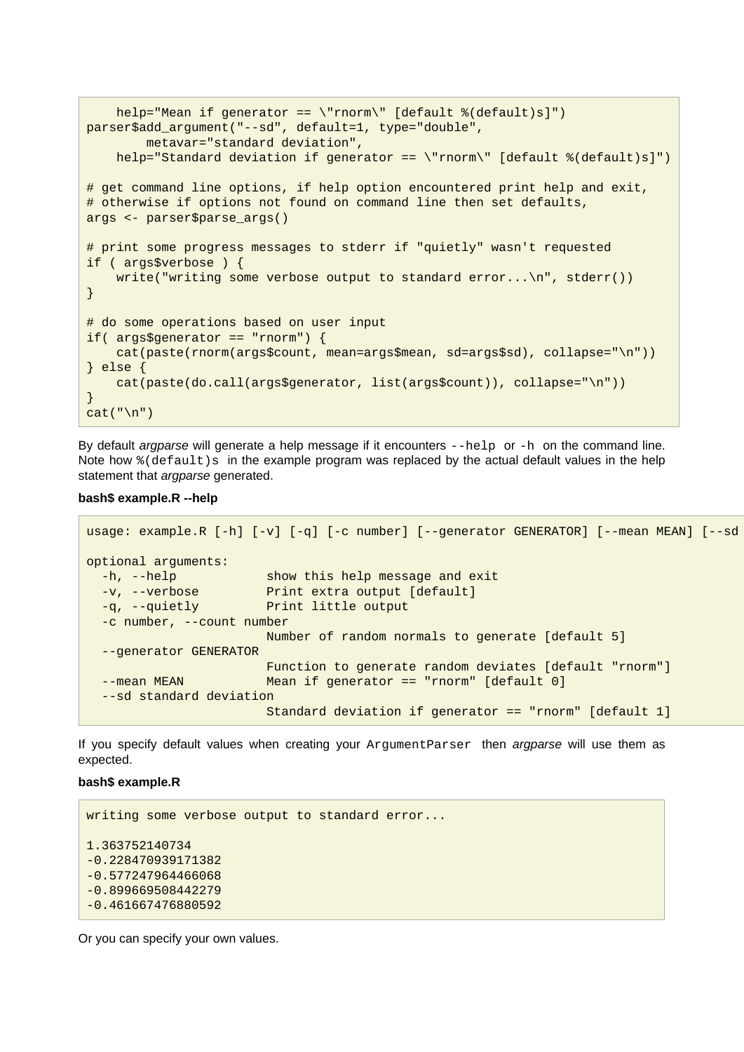```
    help="Mean if generator == \"rnorm\" [default %(default)s]")
parser$add_argument("--sd", default=1, type="double",
        metavar="standard deviation",
    help="Standard deviation if generator == \"rnorm\" [default %(default)s]")

# get command line options, if help option encountered print help and exit,
# otherwise if options not found on command line then set defaults,
args <- parser$parse_args()

# print some progress messages to stderr if "quietly" wasn't requested
if ( args$verbose ) {
    write("writing some verbose output to standard error...\n", stderr())
}

# do some operations based on user input
if( args$generator == "rnorm") {
    cat(paste(rnorm(args$count, mean=args$mean, sd=args$sd), collapse="\n"))
} else {
    cat(paste(do.call(args$generator, list(args$count)), collapse="\n"))
}
cat("\n")
```

By default *argparse* will generate a help message if it encounters `--help` or `-h` on the command line. Note how `%(default)s` in the example program was replaced by the actual default values in the help statement that *argparse* generated.

**bash$ example.R --help**

```
usage: example.R [-h] [-v] [-q] [-c number] [--generator GENERATOR] [--mean MEAN] [--sd

optional arguments:
  -h, --help            show this help message and exit
  -v, --verbose         Print extra output [default]
  -q, --quietly         Print little output
  -c number, --count number
                        Number of random normals to generate [default 5]
  --generator GENERATOR
                        Function to generate random deviates [default "rnorm"]
  --mean MEAN           Mean if generator == "rnorm" [default 0]
  --sd standard deviation
                        Standard deviation if generator == "rnorm" [default 1]
```

If you specify default values when creating your `ArgumentParser` then *argparse* will use them as expected.

**bash$ example.R**

```
writing some verbose output to standard error...

1.363752140734
-0.228470939171382
-0.577247964466068
-0.899669508442279
-0.461667476880592
```

Or you can specify your own values.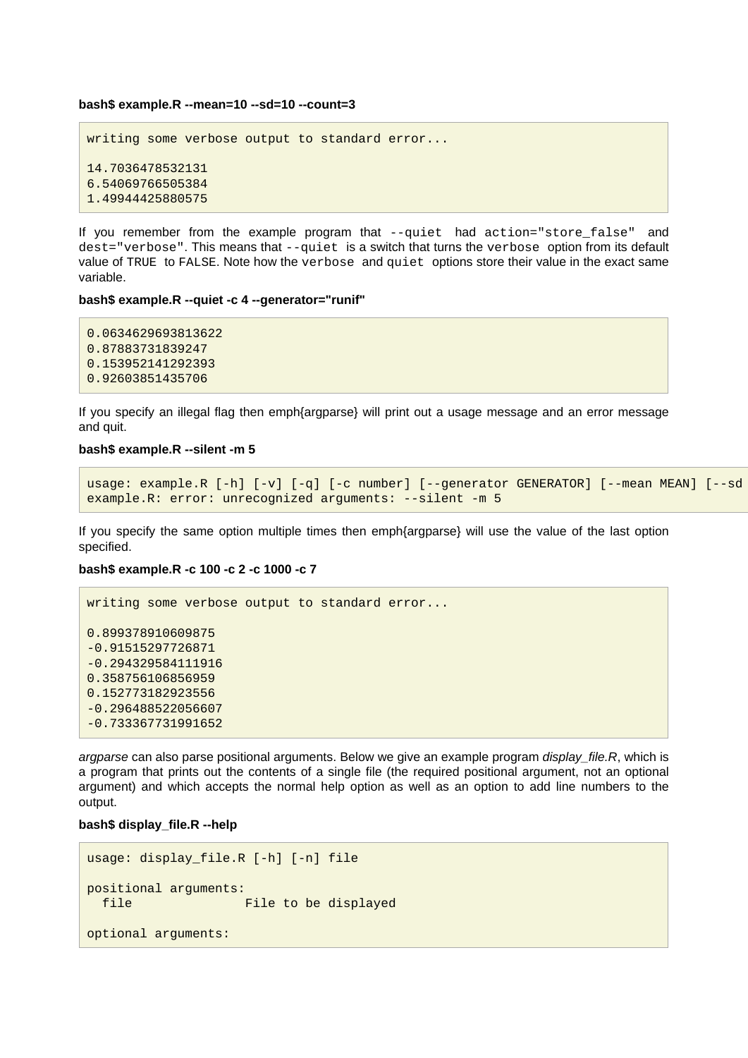**bash$ example.R --mean=10 --sd=10 --count=3**

```
writing some verbose output to standard error...

14.7036478532131
6.54069766505384
1.49944425880575
```

If you remember from the example program that `--quiet` had `action="store_false"` and `dest="verbose"`. This means that `--quiet` is a switch that turns the `verbose` option from its default value of `TRUE` to `FALSE`. Note how the `verbose` and `quiet` options store their value in the exact same variable.

**bash$ example.R --quiet -c 4 --generator="runif"**

```
0.0634629693813622
0.87883731839247
0.153952141292393
0.92603851435706
```

If you specify an illegal flag then emph{argparse} will print out a usage message and an error message and quit.

**bash$ example.R --silent -m 5**

```
usage: example.R [-h] [-v] [-q] [-c number] [--generator GENERATOR] [--mean MEAN] [--sd
example.R: error: unrecognized arguments: --silent -m 5
```

If you specify the same option multiple times then emph{argparse} will use the value of the last option specified.

**bash$ example.R -c 100 -c 2 -c 1000 -c 7**

```
writing some verbose output to standard error...

0.899378910609875
-0.91515297726871
-0.294329584111916
0.358756106856959
0.152773182923556
-0.296488522056607
-0.733367731991652
```

*argparse* can also parse positional arguments. Below we give an example program *display_file.R*, which is a program that prints out the contents of a single file (the required positional argument, not an optional argument) and which accepts the normal help option as well as an option to add line numbers to the output.

**bash$ display_file.R --help**

```
usage: display_file.R [-h] [-n] file

positional arguments:
  file              File to be displayed

optional arguments:
```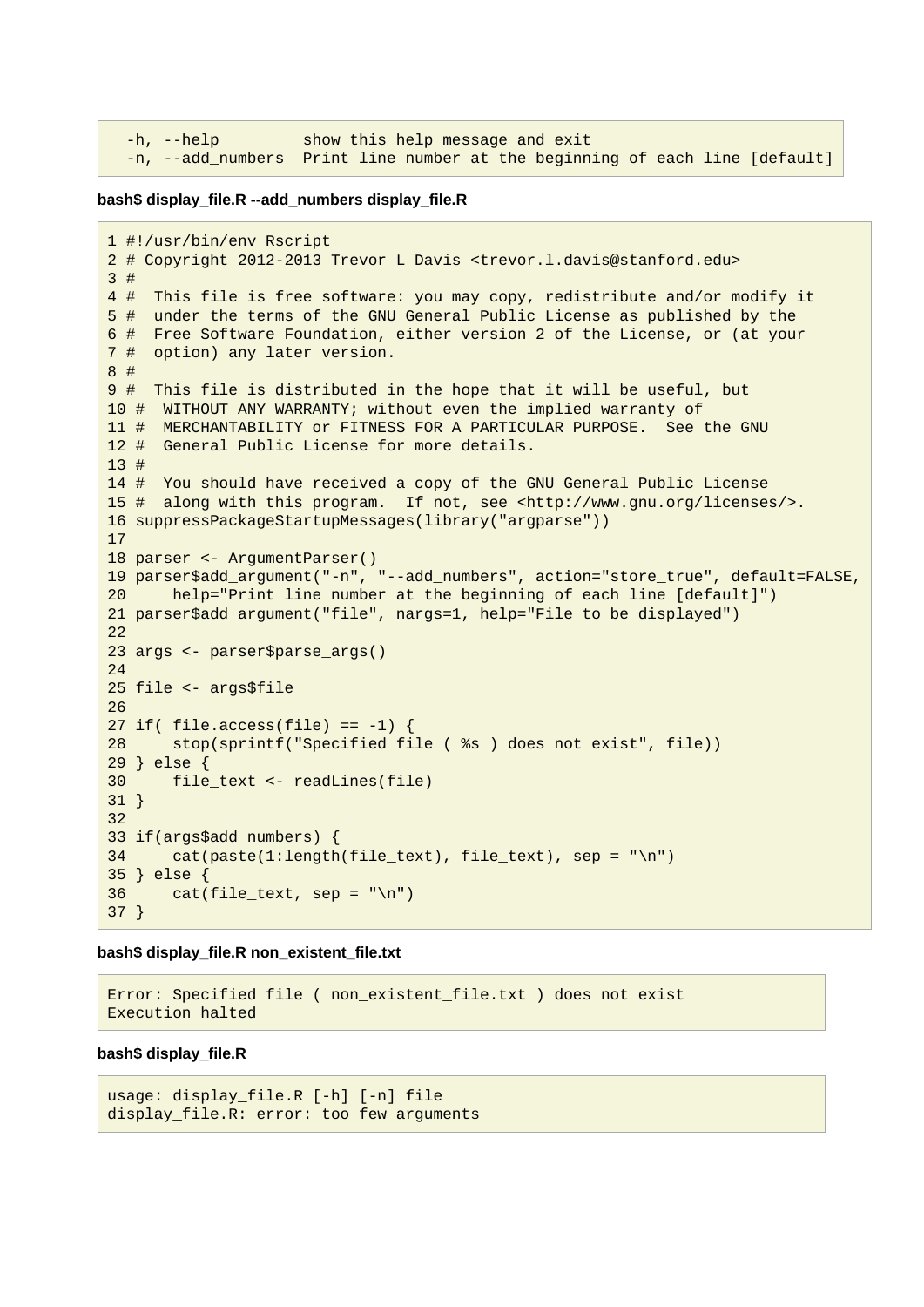```
  -h, --help         show this help message and exit
  -n, --add_numbers  Print line number at the beginning of each line [default]
```

**bash$ display_file.R --add_numbers display_file.R**

```
1 #!/usr/bin/env Rscript
2 # Copyright 2012-2013 Trevor L Davis <trevor.l.davis@stanford.edu>
3 #
4 #  This file is free software: you may copy, redistribute and/or modify it
5 #  under the terms of the GNU General Public License as published by the
6 #  Free Software Foundation, either version 2 of the License, or (at your
7 #  option) any later version.
8 #
9 #  This file is distributed in the hope that it will be useful, but
10 #  WITHOUT ANY WARRANTY; without even the implied warranty of
11 #  MERCHANTABILITY or FITNESS FOR A PARTICULAR PURPOSE.  See the GNU
12 #  General Public License for more details.
13 #
14 #  You should have received a copy of the GNU General Public License
15 #  along with this program.  If not, see <http://www.gnu.org/licenses/>.
16 suppressPackageStartupMessages(library("argparse"))
17
18 parser <- ArgumentParser()
19 parser$add_argument("-n", "--add_numbers", action="store_true", default=FALSE,
20     help="Print line number at the beginning of each line [default]")
21 parser$add_argument("file", nargs=1, help="File to be displayed")
22
23 args <- parser$parse_args()
24
25 file <- args$file
26
27 if( file.access(file) == -1) {
28     stop(sprintf("Specified file ( %s ) does not exist", file))
29 } else {
30     file_text <- readLines(file)
31 }
32
33 if(args$add_numbers) {
34     cat(paste(1:length(file_text), file_text), sep = "\n")
35 } else {
36     cat(file_text, sep = "\n")
37 }
```

**bash$ display_file.R non_existent_file.txt**

```
Error: Specified file ( non_existent_file.txt ) does not exist
Execution halted
```

**bash$ display_file.R**

```
usage: display_file.R [-h] [-n] file
display_file.R: error: too few arguments
```